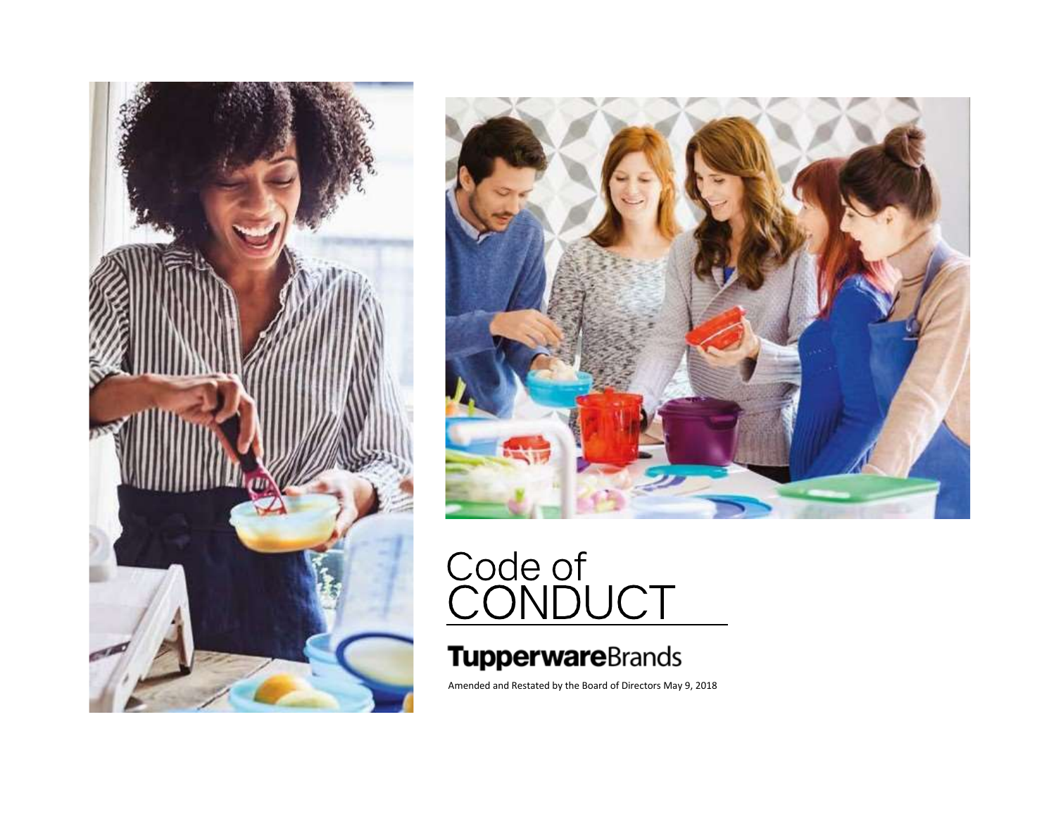# Code of CONDUCT

**Tupperware**Brands

Amended and Restated by the Board of Directors May 9, 2018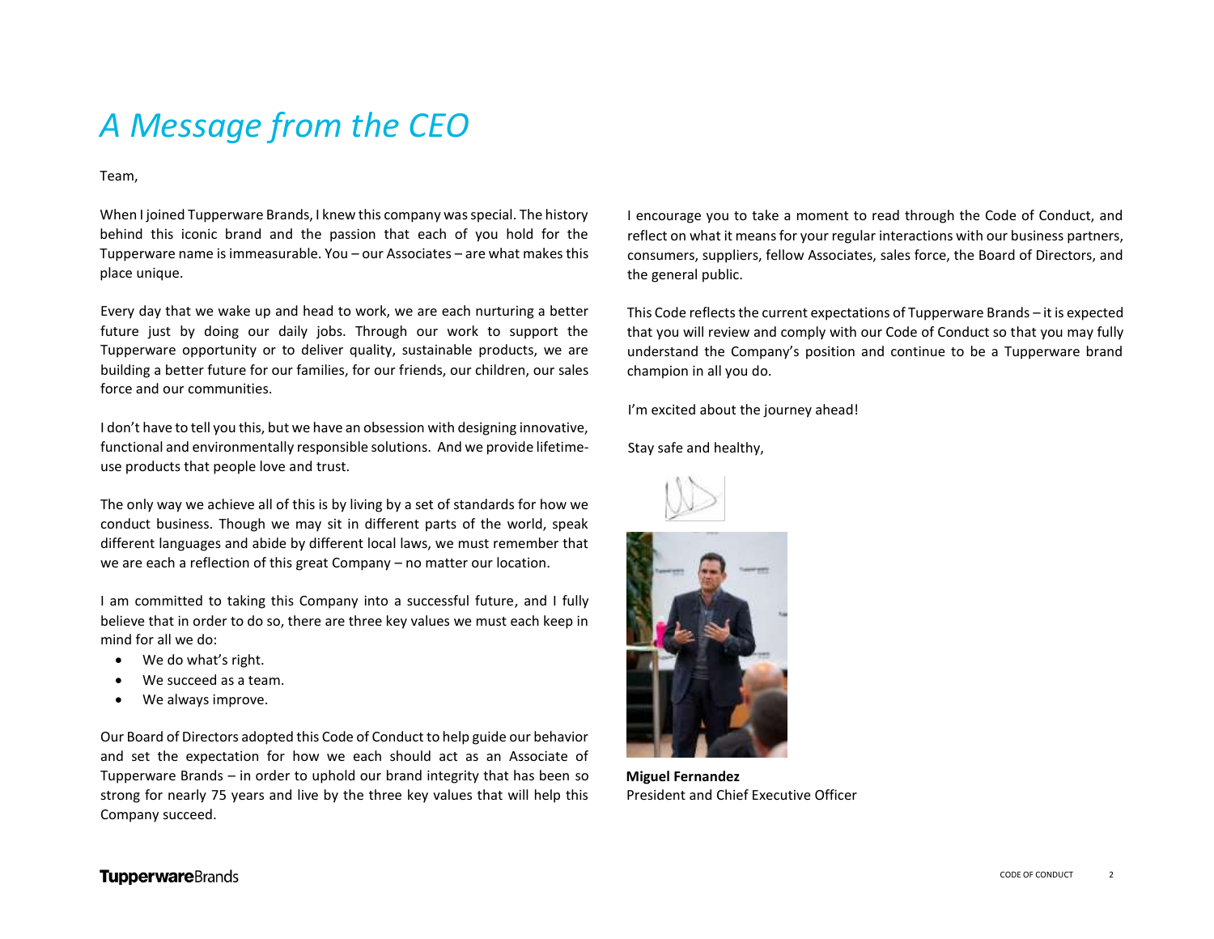# *A Message from the CEO*

Team,

When I joined Tupperware Brands, I knew this company was special. The history behind this iconic brand and the passion that each of you hold for the Tupperware name is immeasurable. You – our Associates – are what makes this place unique.

Every day that we wake up and head to work, we are each nurturing a better future just by doing our daily jobs. Through our work to support the Tupperware opportunity or to deliver quality, sustainable products, we are building a better future for our families, for our friends, our children, our sales force and our communities.

I don't have to tell you this, but we have an obsession with designing innovative, functional and environmentally responsible solutions. And we provide lifetime-use products that people love and trust.

The only way we achieve all of this is by living by a set of standards for how we conduct business. Though we may sit in different parts of the world, speak different languages and abide by different local laws, we must remember that we are each a reflection of this great Company – no matter our location.

I am committed to taking this Company into a successful future, and I fully believe that in order to do so, there are three key values we must each keep in mind for all we do:

- We do what's right.
- We succeed as a team.
- We always improve.

Our Board of Directors adopted this Code of Conduct to help guide our behavior and set the expectation for how we each should act as an Associate of Tupperware Brands – in order to uphold our brand integrity that has been so strong for nearly 75 years and live by the three key values that will help this Company succeed.

I encourage you to take a moment to read through the Code of Conduct, and reflect on what it means for your regular interactions with our business partners, consumers, suppliers, fellow Associates, sales force, the Board of Directors, and the general public.

This Code reflects the current expectations of Tupperware Brands – it is expected that you will review and comply with our Code of Conduct so that you may fully understand the Company's position and continue to be a Tupperware brand champion in all you do.

I'm excited about the journey ahead!

Stay safe and healthy,

**Miguel Fernandez**
President and Chief Executive Officer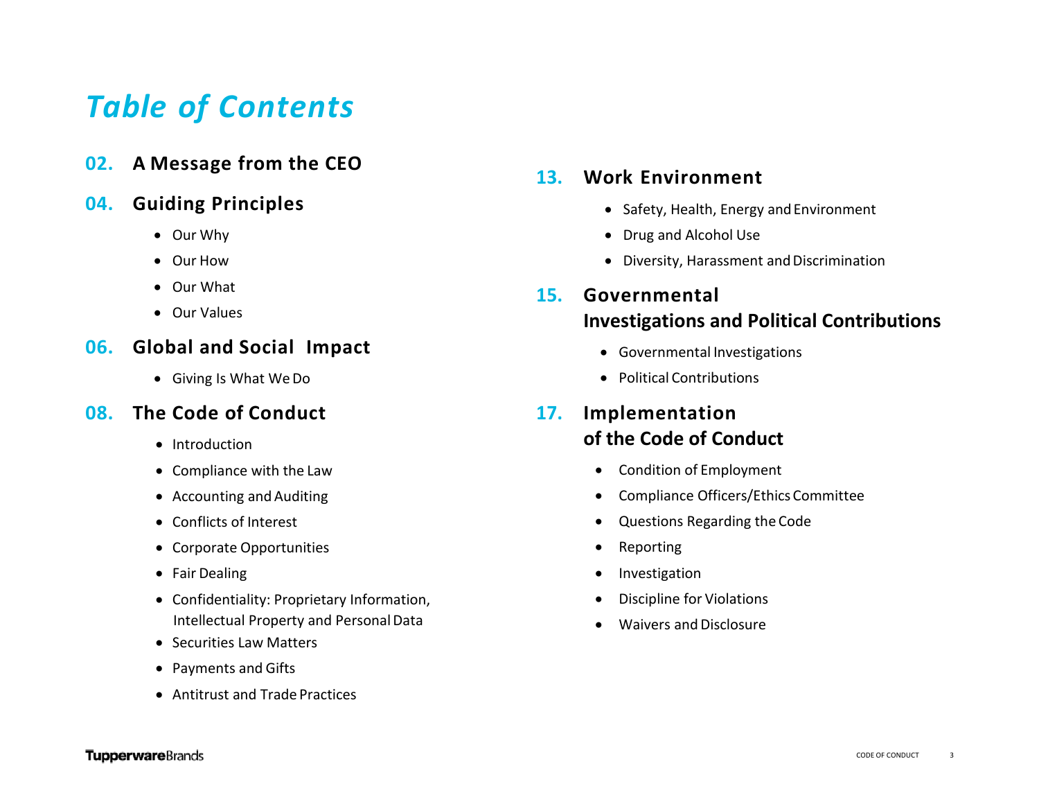# *Table of Contents*

## 02. A Message from the CEO

## 04. Guiding Principles

- Our Why
- Our How
- Our What
- Our Values

## 06. Global and Social Impact

- Giving Is What We Do

## 08. The Code of Conduct

- Introduction
- Compliance with the Law
- Accounting and Auditing
- Conflicts of Interest
- Corporate Opportunities
- Fair Dealing
- Confidentiality: Proprietary Information, Intellectual Property and Personal Data
- Securities Law Matters
- Payments and Gifts
- Antitrust and Trade Practices

## 13. Work Environment

- Safety, Health, Energy and Environment
- Drug and Alcohol Use
- Diversity, Harassment and Discrimination

## 15. Governmental Investigations and Political Contributions

- Governmental Investigations
- Political Contributions

## 17. Implementation of the Code of Conduct

- Condition of Employment
- Compliance Officers/Ethics Committee
- Questions Regarding the Code
- Reporting
- Investigation
- Discipline for Violations
- Waivers and Disclosure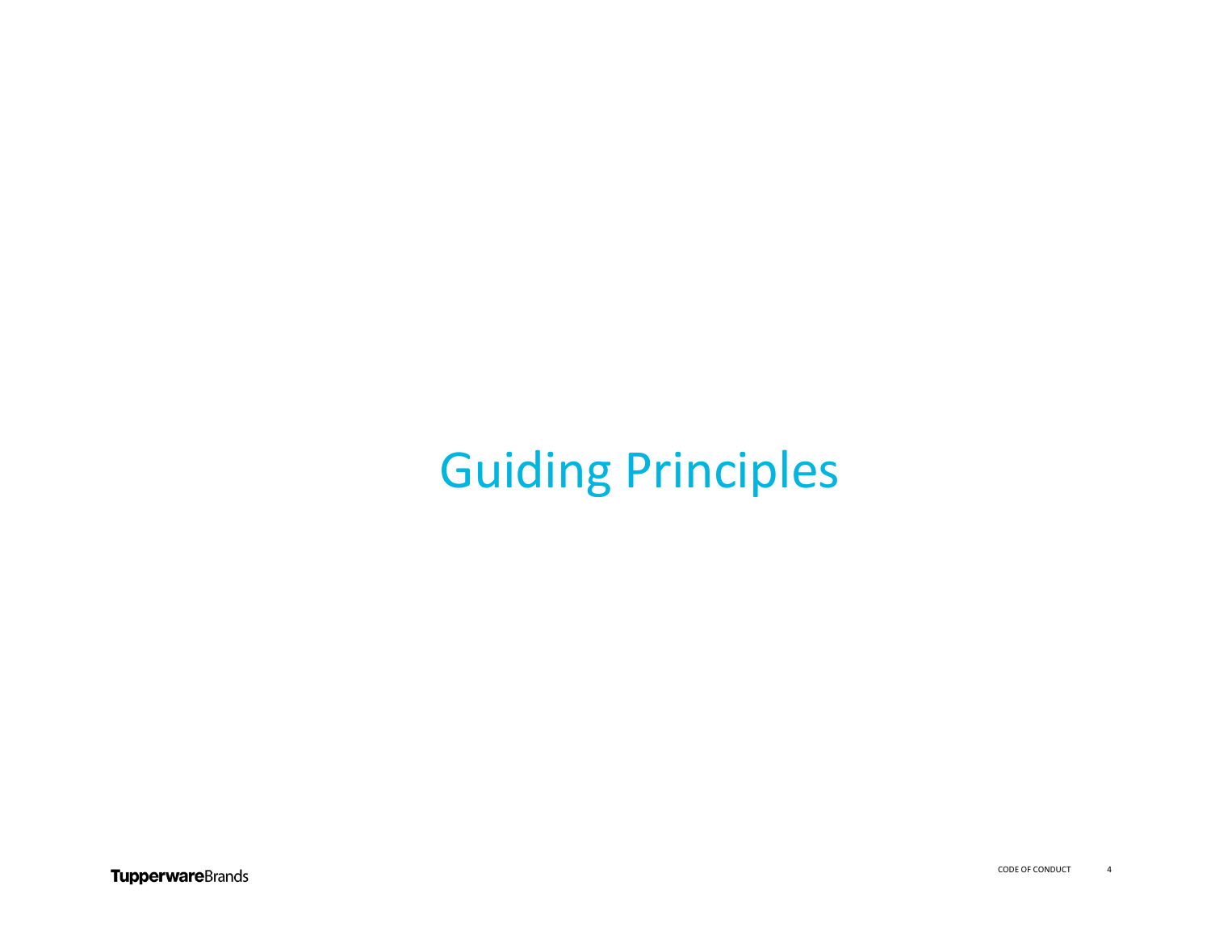# Guiding Principles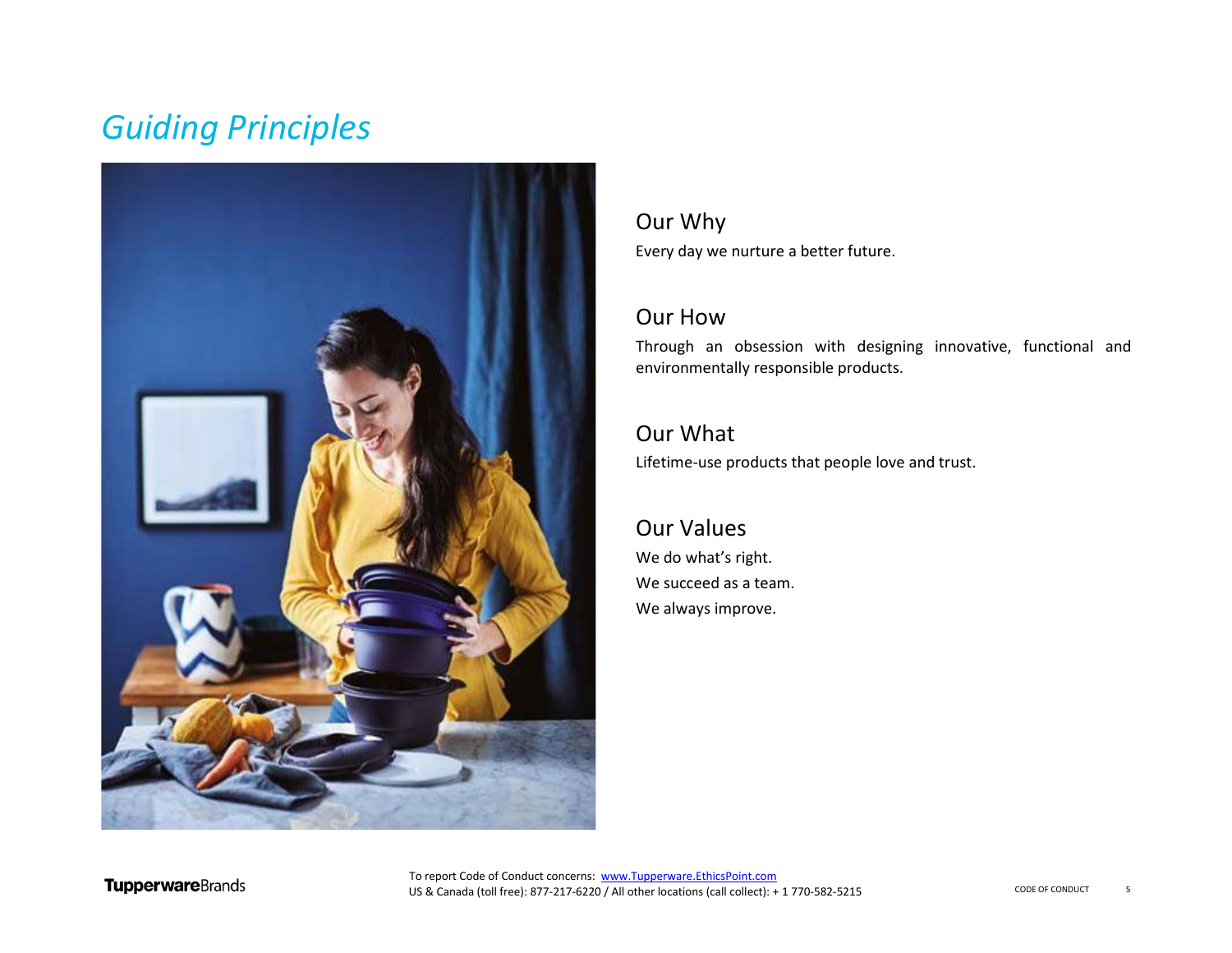# *Guiding Principles*

## Our Why

Every day we nurture a better future.

## Our How

Through an obsession with designing innovative, functional and environmentally responsible products.

## Our What

Lifetime-use products that people love and trust.

## Our Values

We do what's right.

We succeed as a team.

We always improve.

To report Code of Conduct concerns: [www.Tupperware.EthicsPoint.com](http://www.Tupperware.EthicsPoint.com)
US & Canada (toll free): 877-217-6220 / All other locations (call collect): + 1 770-582-5215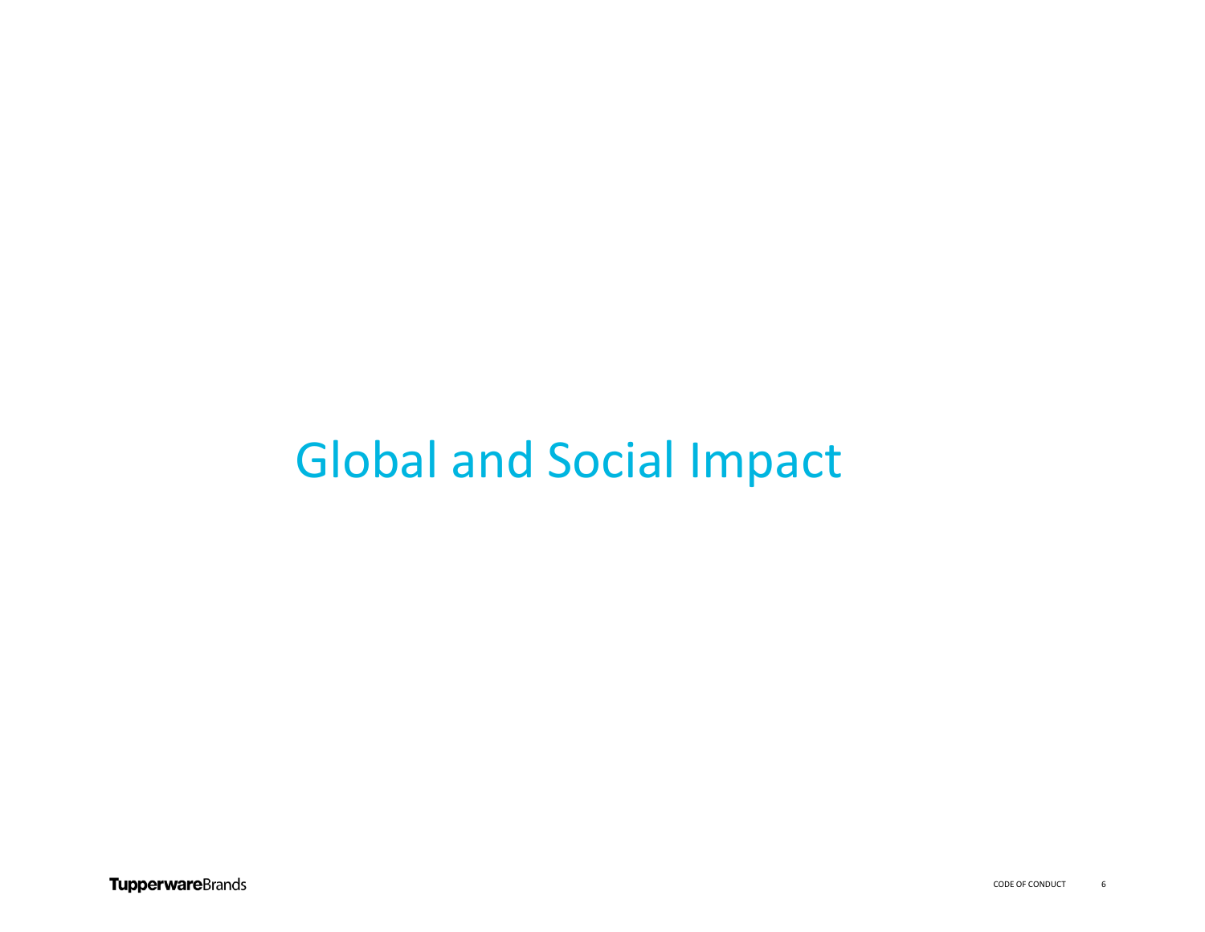# Global and Social Impact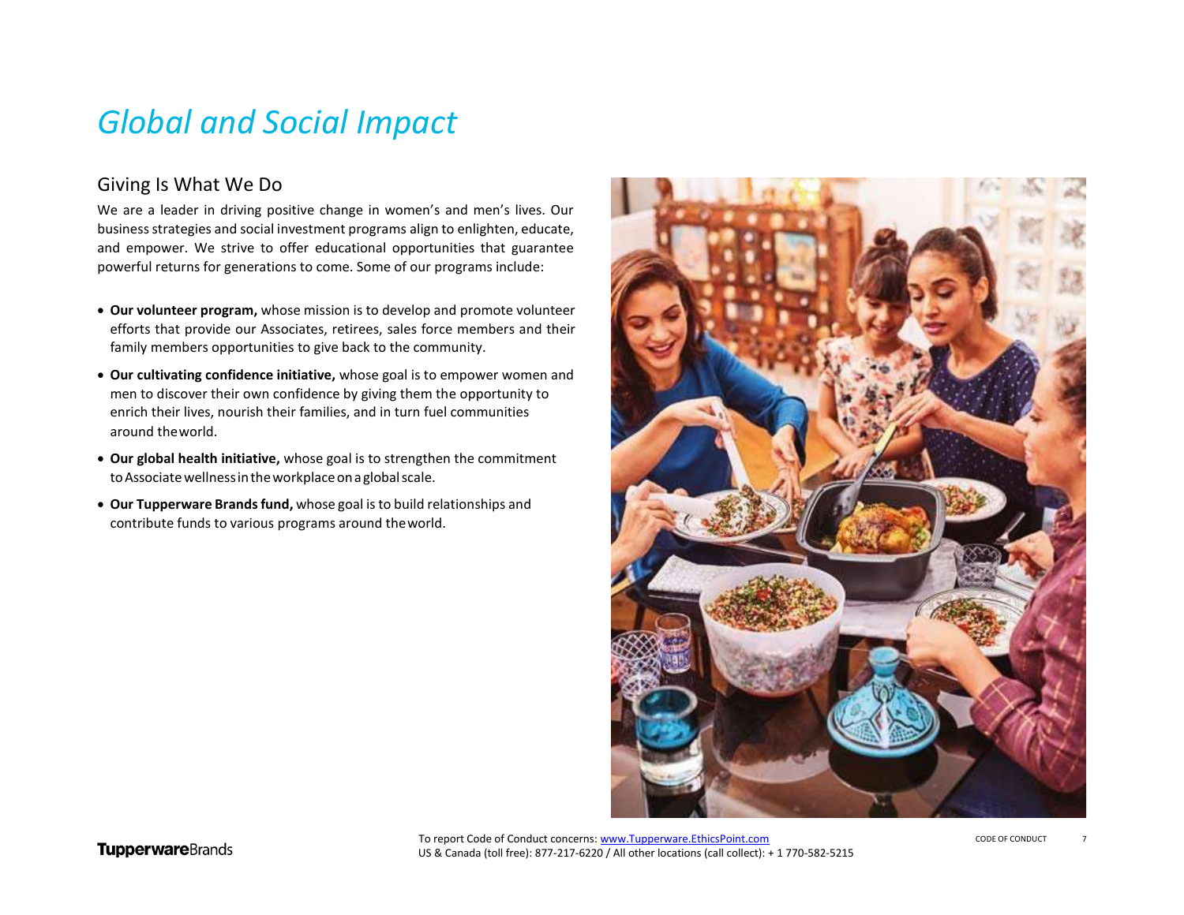# *Global and Social Impact*

## Giving Is What We Do

We are a leader in driving positive change in women's and men's lives. Our business strategies and social investment programs align to enlighten, educate, and empower. We strive to offer educational opportunities that guarantee powerful returns for generations to come. Some of our programs include:

- **Our volunteer program,** whose mission is to develop and promote volunteer efforts that provide our Associates, retirees, sales force members and their family members opportunities to give back to the community.
- **Our cultivating confidence initiative,** whose goal is to empower women and men to discover their own confidence by giving them the opportunity to enrich their lives, nourish their families, and in turn fuel communities around the world.
- **Our global health initiative,** whose goal is to strengthen the commitment to Associate wellness in the workplace on a global scale.
- **Our Tupperware Brands fund,** whose goal is to build relationships and contribute funds to various programs around the world.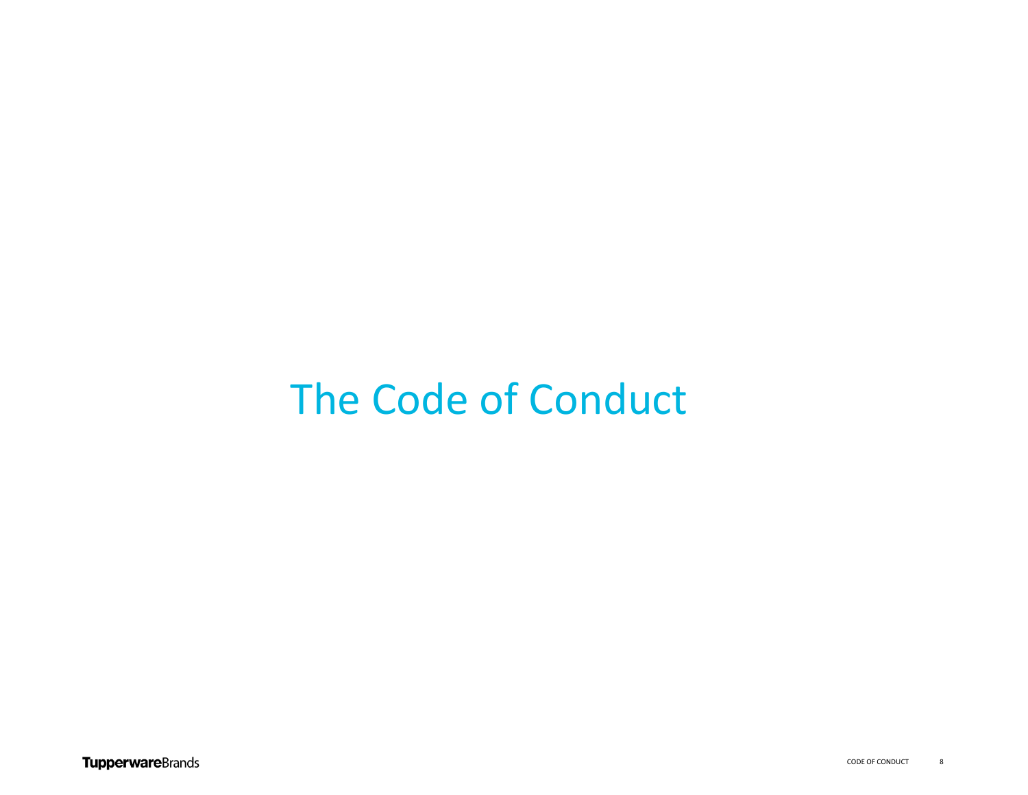# The Code of Conduct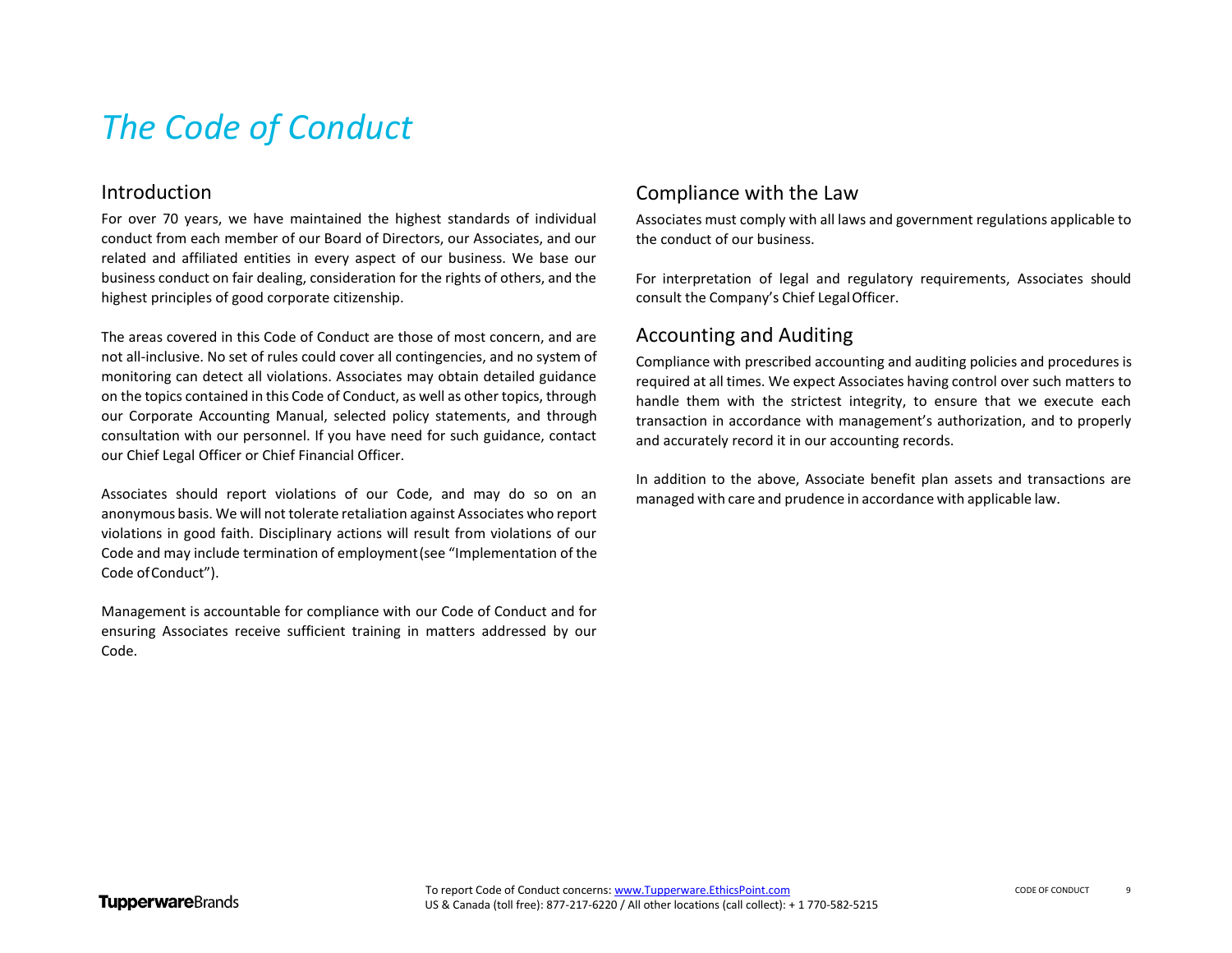# *The Code of Conduct*

## Introduction

For over 70 years, we have maintained the highest standards of individual conduct from each member of our Board of Directors, our Associates, and our related and affiliated entities in every aspect of our business. We base our business conduct on fair dealing, consideration for the rights of others, and the highest principles of good corporate citizenship.

The areas covered in this Code of Conduct are those of most concern, and are not all-inclusive. No set of rules could cover all contingencies, and no system of monitoring can detect all violations. Associates may obtain detailed guidance on the topics contained in this Code of Conduct, as well as other topics, through our Corporate Accounting Manual, selected policy statements, and through consultation with our personnel. If you have need for such guidance, contact our Chief Legal Officer or Chief Financial Officer.

Associates should report violations of our Code, and may do so on an anonymous basis. We will not tolerate retaliation against Associates who report violations in good faith. Disciplinary actions will result from violations of our Code and may include termination of employment (see "Implementation of the Code of Conduct").

Management is accountable for compliance with our Code of Conduct and for ensuring Associates receive sufficient training in matters addressed by our Code.

## Compliance with the Law

Associates must comply with all laws and government regulations applicable to the conduct of our business.

For interpretation of legal and regulatory requirements, Associates should consult the Company's Chief Legal Officer.

## Accounting and Auditing

Compliance with prescribed accounting and auditing policies and procedures is required at all times. We expect Associates having control over such matters to handle them with the strictest integrity, to ensure that we execute each transaction in accordance with management's authorization, and to properly and accurately record it in our accounting records.

In addition to the above, Associate benefit plan assets and transactions are managed with care and prudence in accordance with applicable law.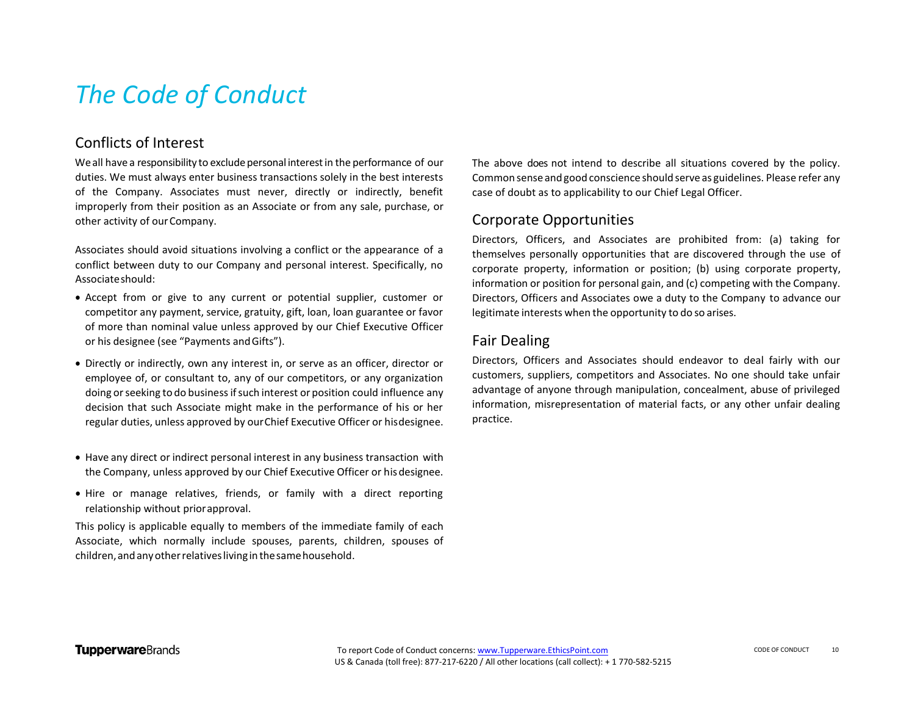# The Code of Conduct

## Conflicts of Interest

We all have a responsibility to exclude personal interest in the performance of our duties. We must always enter business transactions solely in the best interests of the Company. Associates must never, directly or indirectly, benefit improperly from their position as an Associate or from any sale, purchase, or other activity of our Company.

Associates should avoid situations involving a conflict or the appearance of a conflict between duty to our Company and personal interest. Specifically, no Associate should:

- Accept from or give to any current or potential supplier, customer or competitor any payment, service, gratuity, gift, loan, loan guarantee or favor of more than nominal value unless approved by our Chief Executive Officer or his designee (see "Payments and Gifts").
- Directly or indirectly, own any interest in, or serve as an officer, director or employee of, or consultant to, any of our competitors, or any organization doing or seeking to do business if such interest or position could influence any decision that such Associate might make in the performance of his or her regular duties, unless approved by our Chief Executive Officer or his designee.
- Have any direct or indirect personal interest in any business transaction with the Company, unless approved by our Chief Executive Officer or his designee.
- Hire or manage relatives, friends, or family with a direct reporting relationship without prior approval.

This policy is applicable equally to members of the immediate family of each Associate, which normally include spouses, parents, children, spouses of children, and any other relatives living in the same household.

The above does not intend to describe all situations covered by the policy. Common sense and good conscience should serve as guidelines. Please refer any case of doubt as to applicability to our Chief Legal Officer.

## Corporate Opportunities

Directors, Officers, and Associates are prohibited from: (a) taking for themselves personally opportunities that are discovered through the use of corporate property, information or position; (b) using corporate property, information or position for personal gain, and (c) competing with the Company. Directors, Officers and Associates owe a duty to the Company to advance our legitimate interests when the opportunity to do so arises.

## Fair Dealing

Directors, Officers and Associates should endeavor to deal fairly with our customers, suppliers, competitors and Associates. No one should take unfair advantage of anyone through manipulation, concealment, abuse of privileged information, misrepresentation of material facts, or any other unfair dealing practice.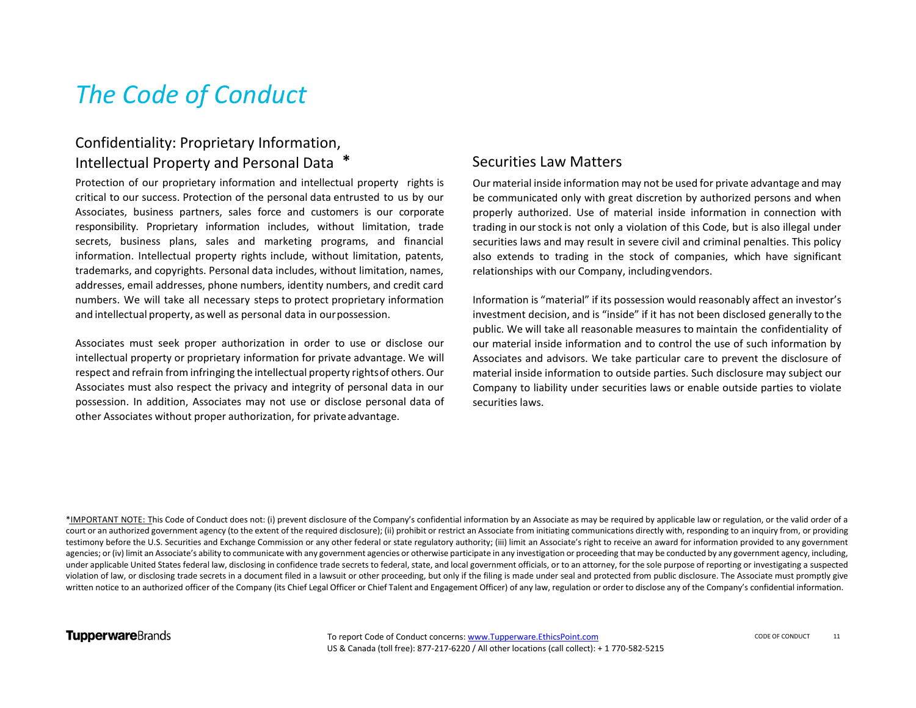# *The Code of Conduct*

## Confidentiality: Proprietary Information, Intellectual Property and Personal Data *

Protection of our proprietary information and intellectual property rights is critical to our success. Protection of the personal data entrusted to us by our Associates, business partners, sales force and customers is our corporate responsibility. Proprietary information includes, without limitation, trade secrets, business plans, sales and marketing programs, and financial information. Intellectual property rights include, without limitation, patents, trademarks, and copyrights. Personal data includes, without limitation, names, addresses, email addresses, phone numbers, identity numbers, and credit card numbers. We will take all necessary steps to protect proprietary information and intellectual property, as well as personal data in our possession.

Associates must seek proper authorization in order to use or disclose our intellectual property or proprietary information for private advantage. We will respect and refrain from infringing the intellectual property rights of others. Our Associates must also respect the privacy and integrity of personal data in our possession. In addition, Associates may not use or disclose personal data of other Associates without proper authorization, for private advantage.

## Securities Law Matters

Our material inside information may not be used for private advantage and may be communicated only with great discretion by authorized persons and when properly authorized. Use of material inside information in connection with trading in our stock is not only a violation of this Code, but is also illegal under securities laws and may result in severe civil and criminal penalties. This policy also extends to trading in the stock of companies, which have significant relationships with our Company, including vendors.

Information is "material" if its possession would reasonably affect an investor's investment decision, and is "inside" if it has not been disclosed generally to the public. We will take all reasonable measures to maintain the confidentiality of our material inside information and to control the use of such information by Associates and advisors. We take particular care to prevent the disclosure of material inside information to outside parties. Such disclosure may subject our Company to liability under securities laws or enable outside parties to violate securities laws.

*IMPORTANT NOTE: This Code of Conduct does not: (i) prevent disclosure of the Company's confidential information by an Associate as may be required by applicable law or regulation, or the valid order of a court or an authorized government agency (to the extent of the required disclosure); (ii) prohibit or restrict an Associate from initiating communications directly with, responding to an inquiry from, or providing testimony before the U.S. Securities and Exchange Commission or any other federal or state regulatory authority; (iii) limit an Associate's right to receive an award for information provided to any government agencies; or (iv) limit an Associate's ability to communicate with any government agencies or otherwise participate in any investigation or proceeding that may be conducted by any government agency, including, under applicable United States federal law, disclosing in confidence trade secrets to federal, state, and local government officials, or to an attorney, for the sole purpose of reporting or investigating a suspected violation of law, or disclosing trade secrets in a document filed in a lawsuit or other proceeding, but only if the filing is made under seal and protected from public disclosure. The Associate must promptly give written notice to an authorized officer of the Company (its Chief Legal Officer or Chief Talent and Engagement Officer) of any law, regulation or order to disclose any of the Company's confidential information.

To report Code of Conduct concerns: www.Tupperware.EthicsPoint.com
US & Canada (toll free): 877-217-6220 / All other locations (call collect): + 1 770-582-5215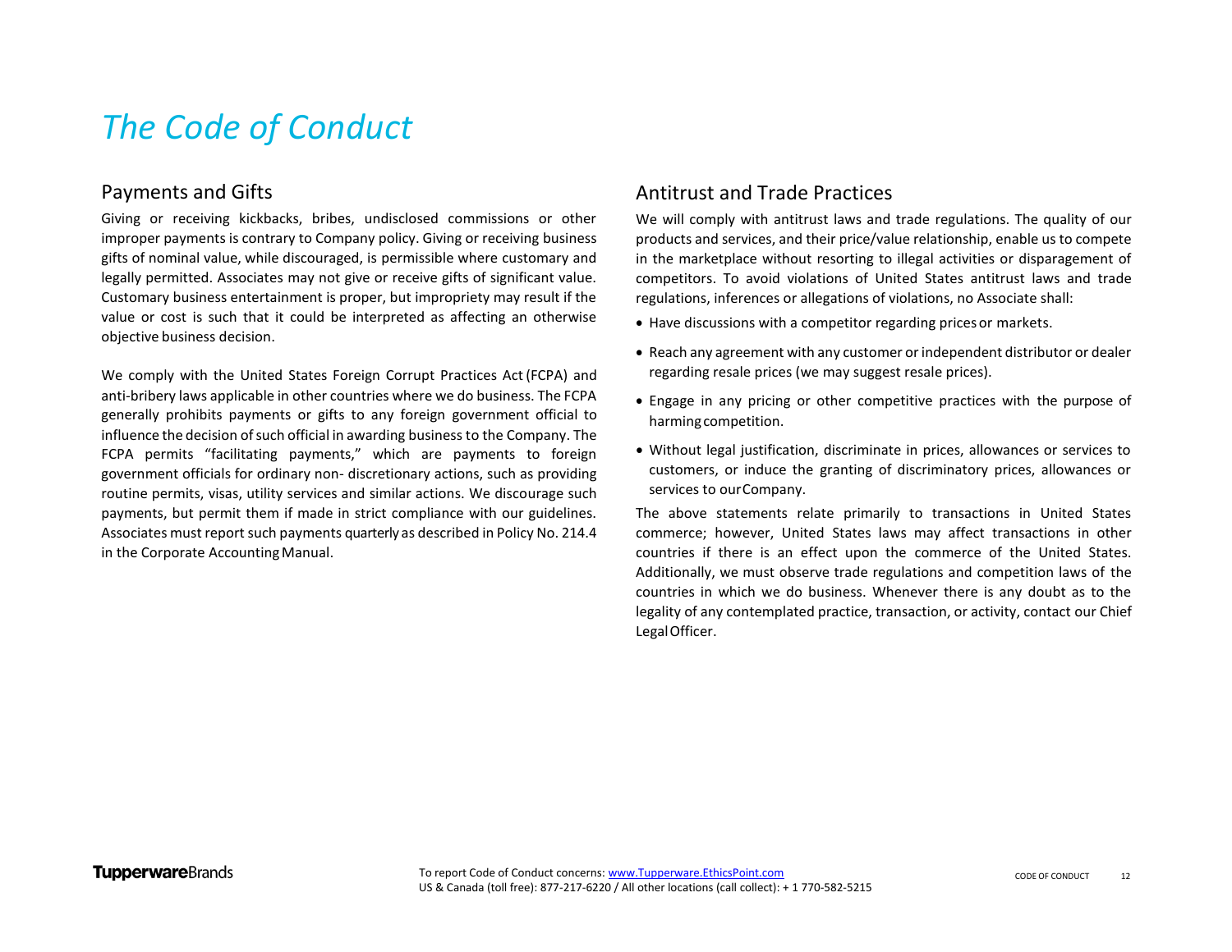# The Code of Conduct

## Payments and Gifts

Giving or receiving kickbacks, bribes, undisclosed commissions or other improper payments is contrary to Company policy. Giving or receiving business gifts of nominal value, while discouraged, is permissible where customary and legally permitted. Associates may not give or receive gifts of significant value. Customary business entertainment is proper, but impropriety may result if the value or cost is such that it could be interpreted as affecting an otherwise objective business decision.

We comply with the United States Foreign Corrupt Practices Act (FCPA) and anti-bribery laws applicable in other countries where we do business. The FCPA generally prohibits payments or gifts to any foreign government official to influence the decision of such official in awarding business to the Company. The FCPA permits "facilitating payments," which are payments to foreign government officials for ordinary non- discretionary actions, such as providing routine permits, visas, utility services and similar actions. We discourage such payments, but permit them if made in strict compliance with our guidelines. Associates must report such payments quarterly as described in Policy No. 214.4 in the Corporate Accounting Manual.

## Antitrust and Trade Practices

We will comply with antitrust laws and trade regulations. The quality of our products and services, and their price/value relationship, enable us to compete in the marketplace without resorting to illegal activities or disparagement of competitors. To avoid violations of United States antitrust laws and trade regulations, inferences or allegations of violations, no Associate shall:

- Have discussions with a competitor regarding prices or markets.
- Reach any agreement with any customer or independent distributor or dealer regarding resale prices (we may suggest resale prices).
- Engage in any pricing or other competitive practices with the purpose of harming competition.
- Without legal justification, discriminate in prices, allowances or services to customers, or induce the granting of discriminatory prices, allowances or services to our Company.

The above statements relate primarily to transactions in United States commerce; however, United States laws may affect transactions in other countries if there is an effect upon the commerce of the United States. Additionally, we must observe trade regulations and competition laws of the countries in which we do business. Whenever there is any doubt as to the legality of any contemplated practice, transaction, or activity, contact our Chief Legal Officer.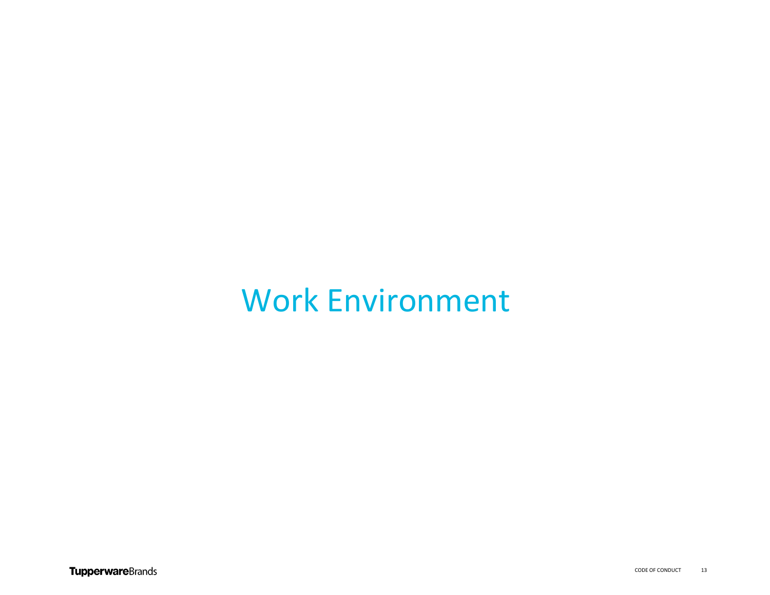# Work Environment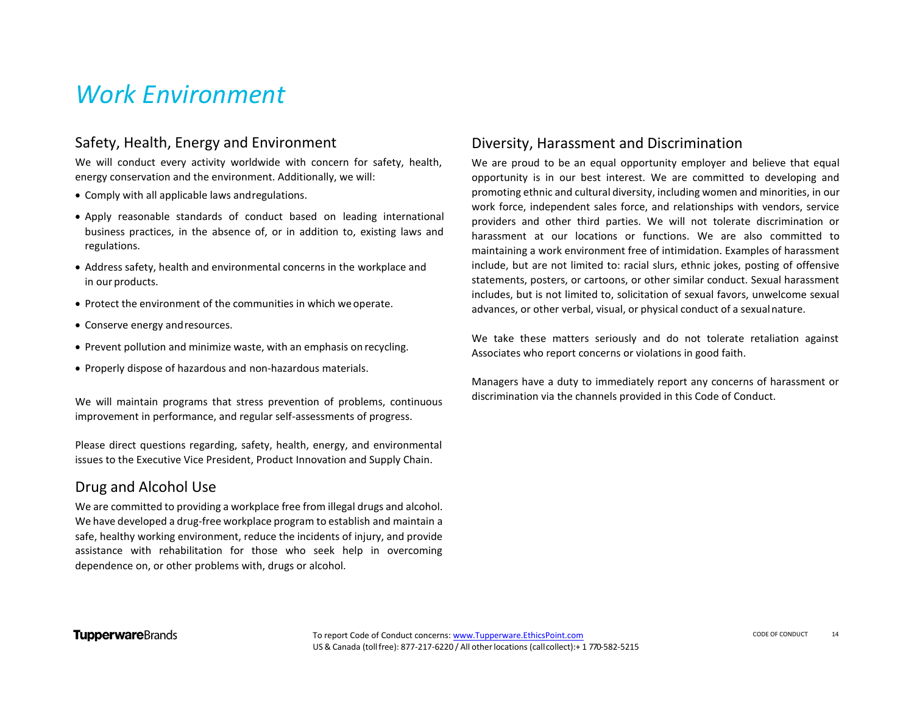# *Work Environment*

## Safety, Health, Energy and Environment

We will conduct every activity worldwide with concern for safety, health, energy conservation and the environment. Additionally, we will:

- Comply with all applicable laws and regulations.
- Apply reasonable standards of conduct based on leading international business practices, in the absence of, or in addition to, existing laws and regulations.
- Address safety, health and environmental concerns in the workplace and in our products.
- Protect the environment of the communities in which we operate.
- Conserve energy and resources.
- Prevent pollution and minimize waste, with an emphasis on recycling.
- Properly dispose of hazardous and non-hazardous materials.

We will maintain programs that stress prevention of problems, continuous improvement in performance, and regular self-assessments of progress.

Please direct questions regarding, safety, health, energy, and environmental issues to the Executive Vice President, Product Innovation and Supply Chain.

## Drug and Alcohol Use

We are committed to providing a workplace free from illegal drugs and alcohol. We have developed a drug-free workplace program to establish and maintain a safe, healthy working environment, reduce the incidents of injury, and provide assistance with rehabilitation for those who seek help in overcoming dependence on, or other problems with, drugs or alcohol.

## Diversity, Harassment and Discrimination

We are proud to be an equal opportunity employer and believe that equal opportunity is in our best interest. We are committed to developing and promoting ethnic and cultural diversity, including women and minorities, in our work force, independent sales force, and relationships with vendors, service providers and other third parties. We will not tolerate discrimination or harassment at our locations or functions. We are also committed to maintaining a work environment free of intimidation. Examples of harassment include, but are not limited to: racial slurs, ethnic jokes, posting of offensive statements, posters, or cartoons, or other similar conduct. Sexual harassment includes, but is not limited to, solicitation of sexual favors, unwelcome sexual advances, or other verbal, visual, or physical conduct of a sexual nature.

We take these matters seriously and do not tolerate retaliation against Associates who report concerns or violations in good faith.

Managers have a duty to immediately report any concerns of harassment or discrimination via the channels provided in this Code of Conduct.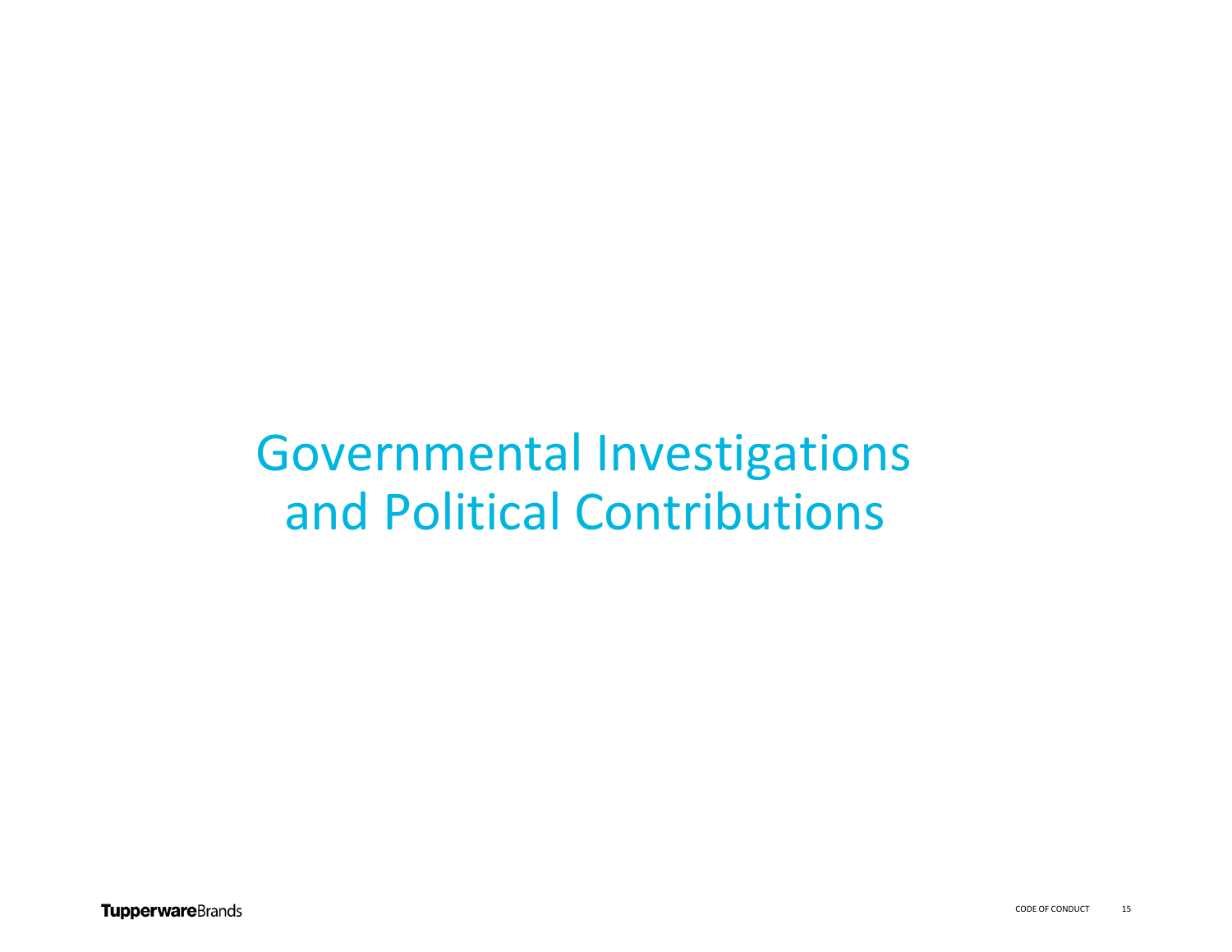# Governmental Investigations and Political Contributions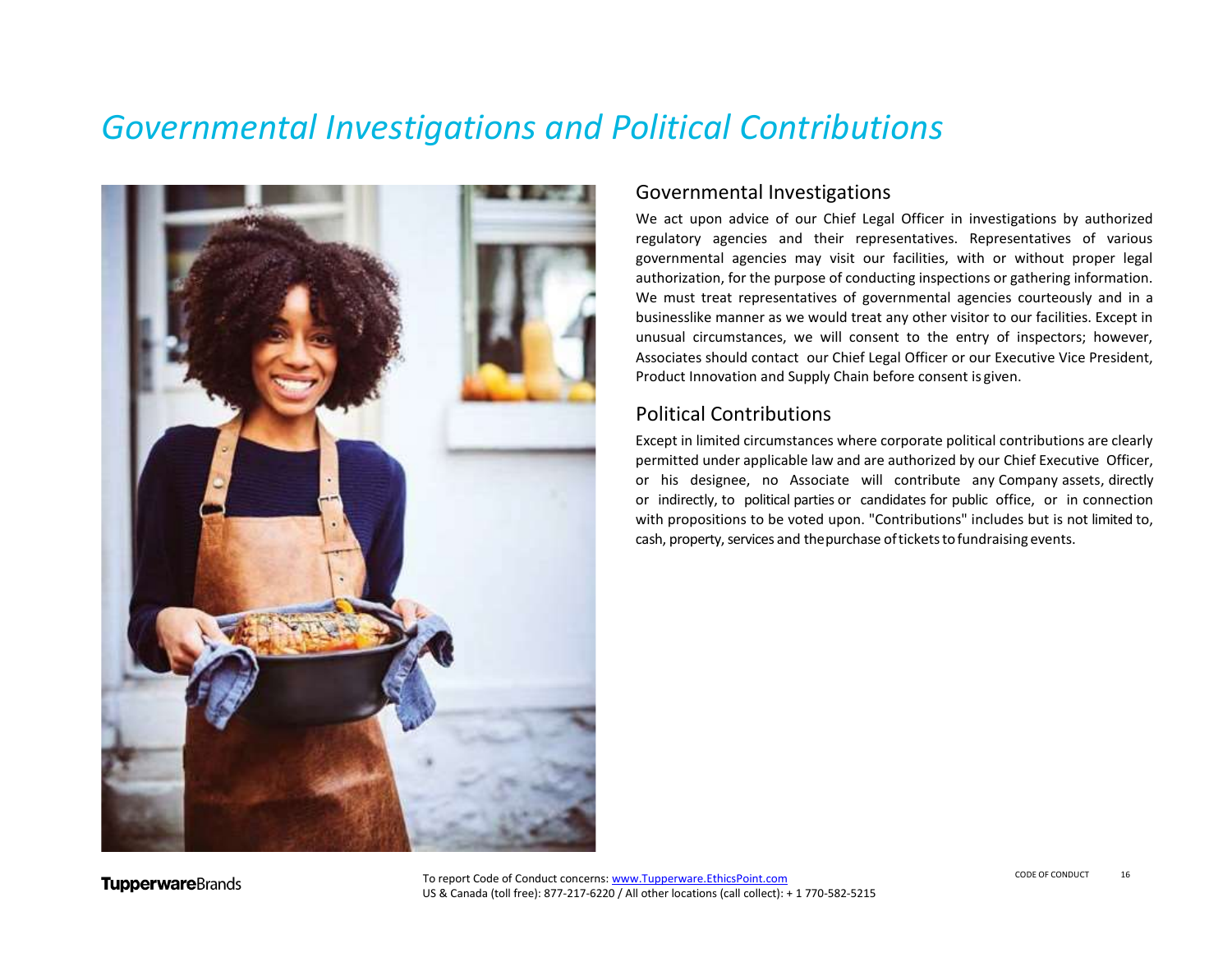# *Governmental Investigations and Political Contributions*

## Governmental Investigations

We act upon advice of our Chief Legal Officer in investigations by authorized regulatory agencies and their representatives. Representatives of various governmental agencies may visit our facilities, with or without proper legal authorization, for the purpose of conducting inspections or gathering information. We must treat representatives of governmental agencies courteously and in a businesslike manner as we would treat any other visitor to our facilities. Except in unusual circumstances, we will consent to the entry of inspectors; however, Associates should contact our Chief Legal Officer or our Executive Vice President, Product Innovation and Supply Chain before consent is given.

## Political Contributions

Except in limited circumstances where corporate political contributions are clearly permitted under applicable law and are authorized by our Chief Executive Officer, or his designee, no Associate will contribute any Company assets, directly or indirectly, to political parties or candidates for public office, or in connection with propositions to be voted upon. "Contributions" includes but is not limited to, cash, property, services and the purchase of tickets to fundraising events.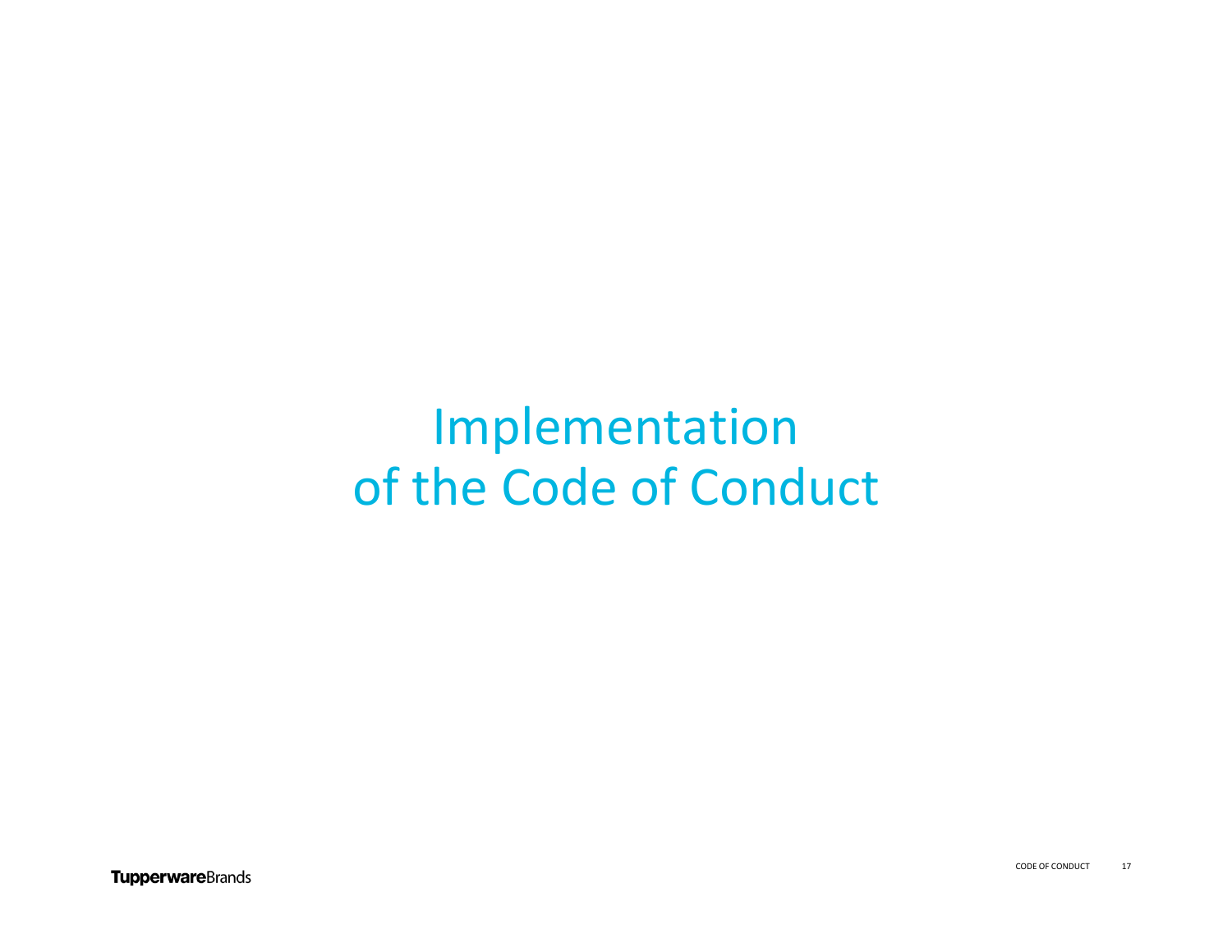# Implementation of the Code of Conduct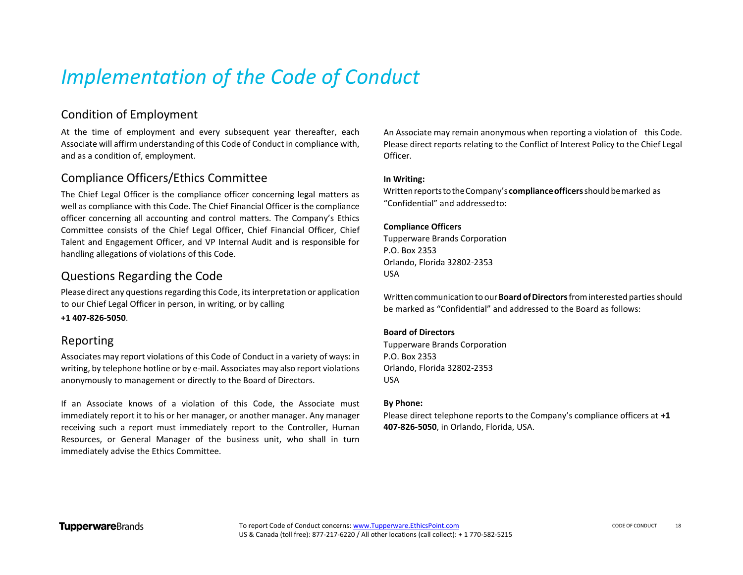# Implementation of the Code of Conduct

## Condition of Employment

At the time of employment and every subsequent year thereafter, each Associate will affirm understanding of this Code of Conduct in compliance with, and as a condition of, employment.

## Compliance Officers/Ethics Committee

The Chief Legal Officer is the compliance officer concerning legal matters as well as compliance with this Code. The Chief Financial Officer is the compliance officer concerning all accounting and control matters. The Company's Ethics Committee consists of the Chief Legal Officer, Chief Financial Officer, Chief Talent and Engagement Officer, and VP Internal Audit and is responsible for handling allegations of violations of this Code.

## Questions Regarding the Code

Please direct any questions regarding this Code, its interpretation or application to our Chief Legal Officer in person, in writing, or by calling **+1 407-826-5050**.

## Reporting

Associates may report violations of this Code of Conduct in a variety of ways: in writing, by telephone hotline or by e-mail. Associates may also report violations anonymously to management or directly to the Board of Directors.

If an Associate knows of a violation of this Code, the Associate must immediately report it to his or her manager, or another manager. Any manager receiving such a report must immediately report to the Controller, Human Resources, or General Manager of the business unit, who shall in turn immediately advise the Ethics Committee.

An Associate may remain anonymous when reporting a violation of this Code. Please direct reports relating to the Conflict of Interest Policy to the Chief Legal Officer.

**In Writing:**

Written reports to the Company's **compliance officers** should be marked as "Confidential" and addressed to:

**Compliance Officers**
Tupperware Brands Corporation
P.O. Box 2353
Orlando, Florida 32802-2353
USA

Written communication to our **Board of Directors** from interested parties should be marked as "Confidential" and addressed to the Board as follows:

**Board of Directors**
Tupperware Brands Corporation
P.O. Box 2353
Orlando, Florida 32802-2353
USA

**By Phone:**

Please direct telephone reports to the Company's compliance officers at **+1 407-826-5050**, in Orlando, Florida, USA.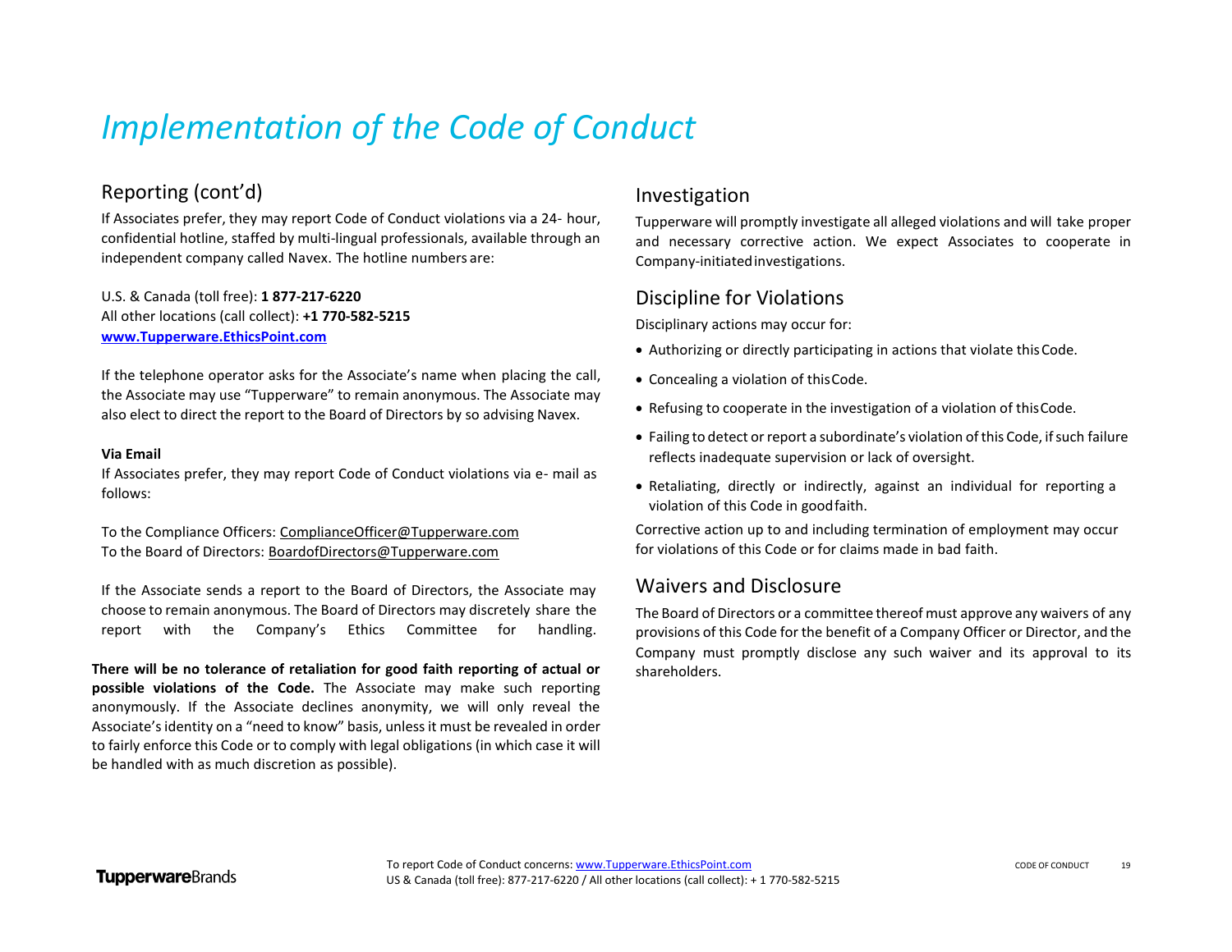# *Implementation of the Code of Conduct*

## Reporting (cont'd)

If Associates prefer, they may report Code of Conduct violations via a 24- hour, confidential hotline, staffed by multi-lingual professionals, available through an independent company called Navex. The hotline numbers are:

U.S. & Canada (toll free): **1 877-217-6220**
All other locations (call collect): **+1 770-582-5215**
**www.Tupperware.EthicsPoint.com**

If the telephone operator asks for the Associate's name when placing the call, the Associate may use "Tupperware" to remain anonymous. The Associate may also elect to direct the report to the Board of Directors by so advising Navex.

**Via Email**

If Associates prefer, they may report Code of Conduct violations via e- mail as follows:

To the Compliance Officers: ComplianceOfficer@Tupperware.com
To the Board of Directors: BoardofDirectors@Tupperware.com

If the Associate sends a report to the Board of Directors, the Associate may choose to remain anonymous. The Board of Directors may discretely share the report with the Company's Ethics Committee for handling.

**There will be no tolerance of retaliation for good faith reporting of actual or possible violations of the Code.** The Associate may make such reporting anonymously. If the Associate declines anonymity, we will only reveal the Associate's identity on a "need to know" basis, unless it must be revealed in order to fairly enforce this Code or to comply with legal obligations (in which case it will be handled with as much discretion as possible).

## Investigation

Tupperware will promptly investigate all alleged violations and will take proper and necessary corrective action. We expect Associates to cooperate in Company-initiated investigations.

## Discipline for Violations

Disciplinary actions may occur for:

- Authorizing or directly participating in actions that violate this Code.
- Concealing a violation of this Code.
- Refusing to cooperate in the investigation of a violation of this Code.
- Failing to detect or report a subordinate's violation of this Code, if such failure reflects inadequate supervision or lack of oversight.
- Retaliating, directly or indirectly, against an individual for reporting a violation of this Code in good faith.

Corrective action up to and including termination of employment may occur for violations of this Code or for claims made in bad faith.

## Waivers and Disclosure

The Board of Directors or a committee thereof must approve any waivers of any provisions of this Code for the benefit of a Company Officer or Director, and the Company must promptly disclose any such waiver and its approval to its shareholders.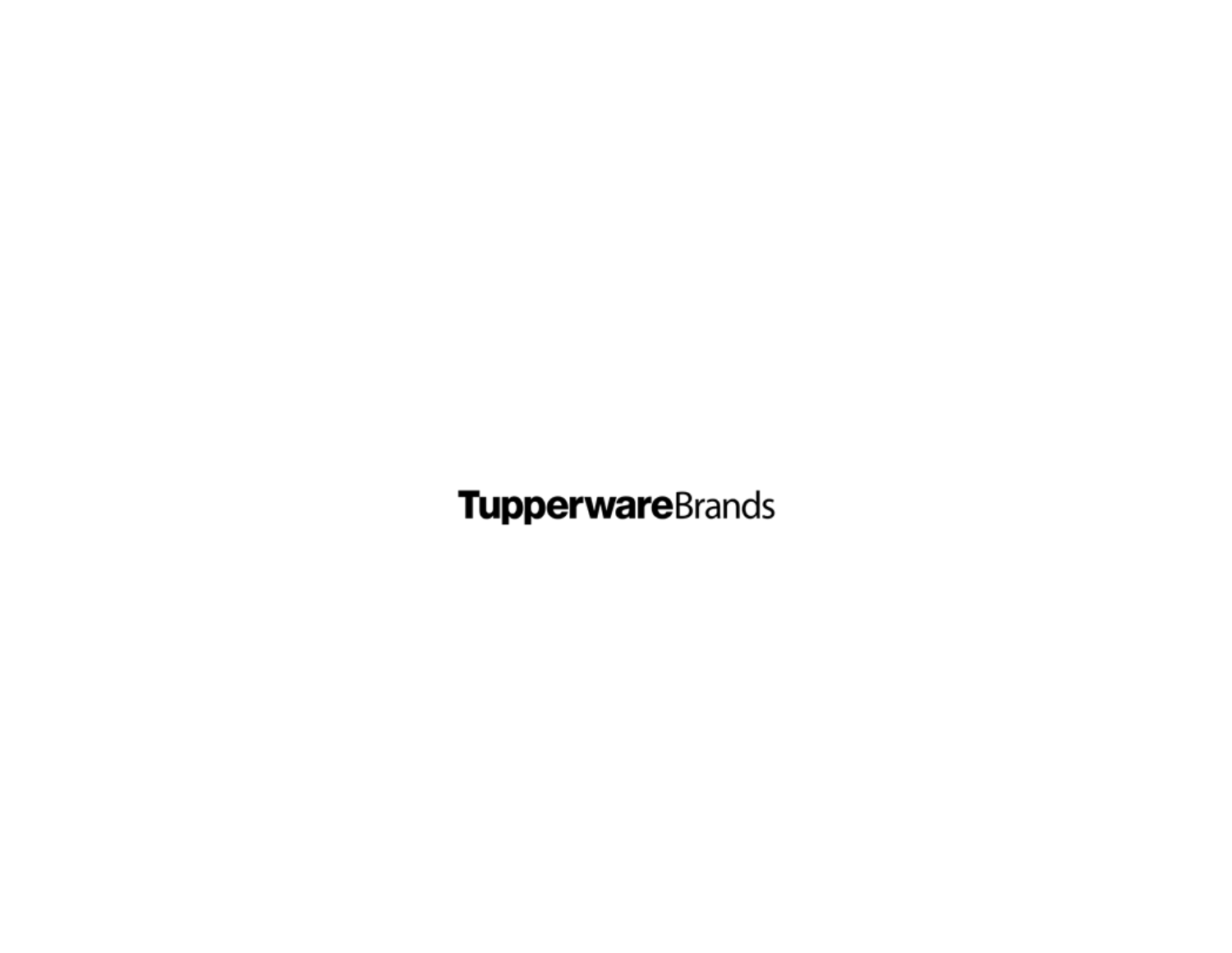TupperwareBrands